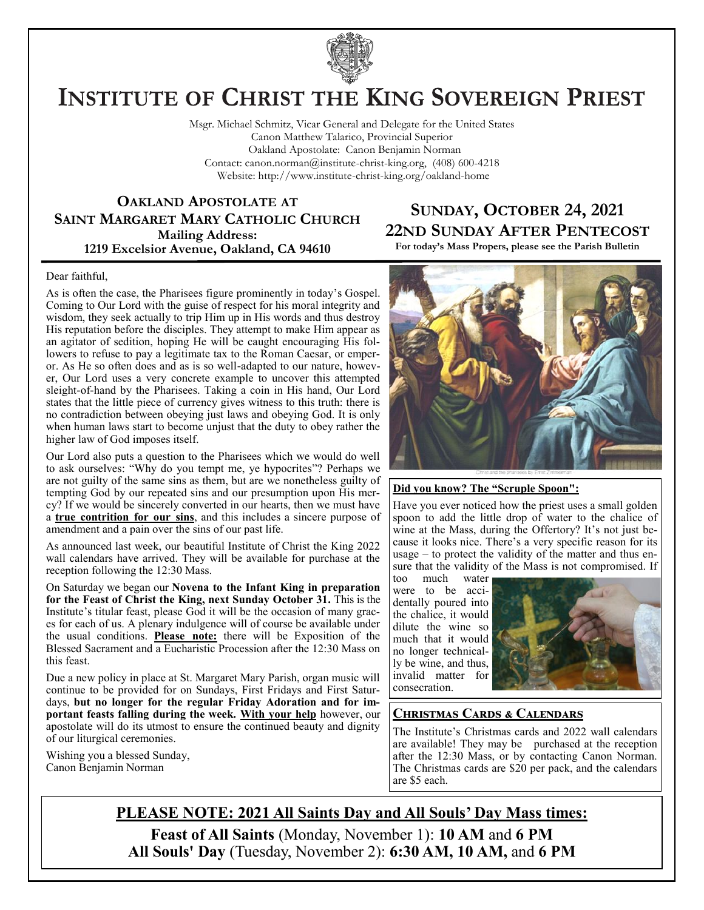# Institute of Christ the King Sovereign Priest

Msgr. Michael Schmitz, Vicar General and Delegate for the United States
Canon Matthew Talarico, Provincial Superior
Oakland Apostolate: Canon Benjamin Norman
Contact: canon.norman@institute-christ-king.org, (408) 600-4218
Website: http://www.institute-christ-king.org/oakland-home

## Oakland Apostolate at Saint Margaret Mary Catholic Church

**Mailing Address:**
**1219 Excelsior Avenue, Oakland, CA 94610**

## Sunday, October 24, 2021
## 22nd Sunday After Pentecost

**For today's Mass Propers, please see the Parish Bulletin**

Dear faithful,

As is often the case, the Pharisees figure prominently in today's Gospel. Coming to Our Lord with the guise of respect for his moral integrity and wisdom, they seek actually to trip Him up in His words and thus destroy His reputation before the disciples. They attempt to make Him appear as an agitator of sedition, hoping He will be caught encouraging His followers to refuse to pay a legitimate tax to the Roman Caesar, or emperor. As He so often does and as is so well-adapted to our nature, however, Our Lord uses a very concrete example to uncover this attempted sleight-of-hand by the Pharisees. Taking a coin in His hand, Our Lord states that the little piece of currency gives witness to this truth: there is no contradiction between obeying just laws and obeying God. It is only when human laws start to become unjust that the duty to obey rather the higher law of God imposes itself.

Our Lord also puts a question to the Pharisees which we would do well to ask ourselves: "Why do you tempt me, ye hypocrites"? Perhaps we are not guilty of the same sins as them, but are we nonetheless guilty of tempting God by our repeated sins and our presumption upon His mercy? If we would be sincerely converted in our hearts, then we must have a **true contrition for our sins**, and this includes a sincere purpose of amendment and a pain over the sins of our past life.

As announced last week, our beautiful Institute of Christ the King 2022 wall calendars have arrived. They will be available for purchase at the reception following the 12:30 Mass.

On Saturday we began our **Novena to the Infant King in preparation for the Feast of Christ the King, next Sunday October 31.** This is the Institute's titular feast, please God it will be the occasion of many graces for each of us. A plenary indulgence will of course be available under the usual conditions. **Please note:** there will be Exposition of the Blessed Sacrament and a Eucharistic Procession after the 12:30 Mass on this feast.

Due a new policy in place at St. Margaret Mary Parish, organ music will continue to be provided for on Sundays, First Fridays and First Saturdays, **but no longer for the regular Friday Adoration and for important feasts falling during the week. With your help** however, our apostolate will do its utmost to ensure the continued beauty and dignity of our liturgical ceremonies.

Wishing you a blessed Sunday,
Canon Benjamin Norman

Christ and the pharisees by Ernst Zimmerman

### Did you know? The "Scruple Spoon":

Have you ever noticed how the priest uses a small golden spoon to add the little drop of water to the chalice of wine at the Mass, during the Offertory? It's not just because it looks nice. There's a very specific reason for its usage – to protect the validity of the matter and thus ensure that the validity of the Mass is not compromised. If too much water were to be accidentally poured into the chalice, it would dilute the wine so much that it would no longer technically be wine, and thus, invalid matter for consecration.

### Christmas Cards & Calendars

The Institute's Christmas cards and 2022 wall calendars are available! They may be purchased at the reception after the 12:30 Mass, or by contacting Canon Norman. The Christmas cards are $20 per pack, and the calendars are $5 each.

## PLEASE NOTE: 2021 All Saints Day and All Souls' Day Mass times:

**Feast of All Saints** (Monday, November 1): **10 AM** and **6 PM**
**All Souls' Day** (Tuesday, November 2): **6:30 AM, 10 AM,** and **6 PM**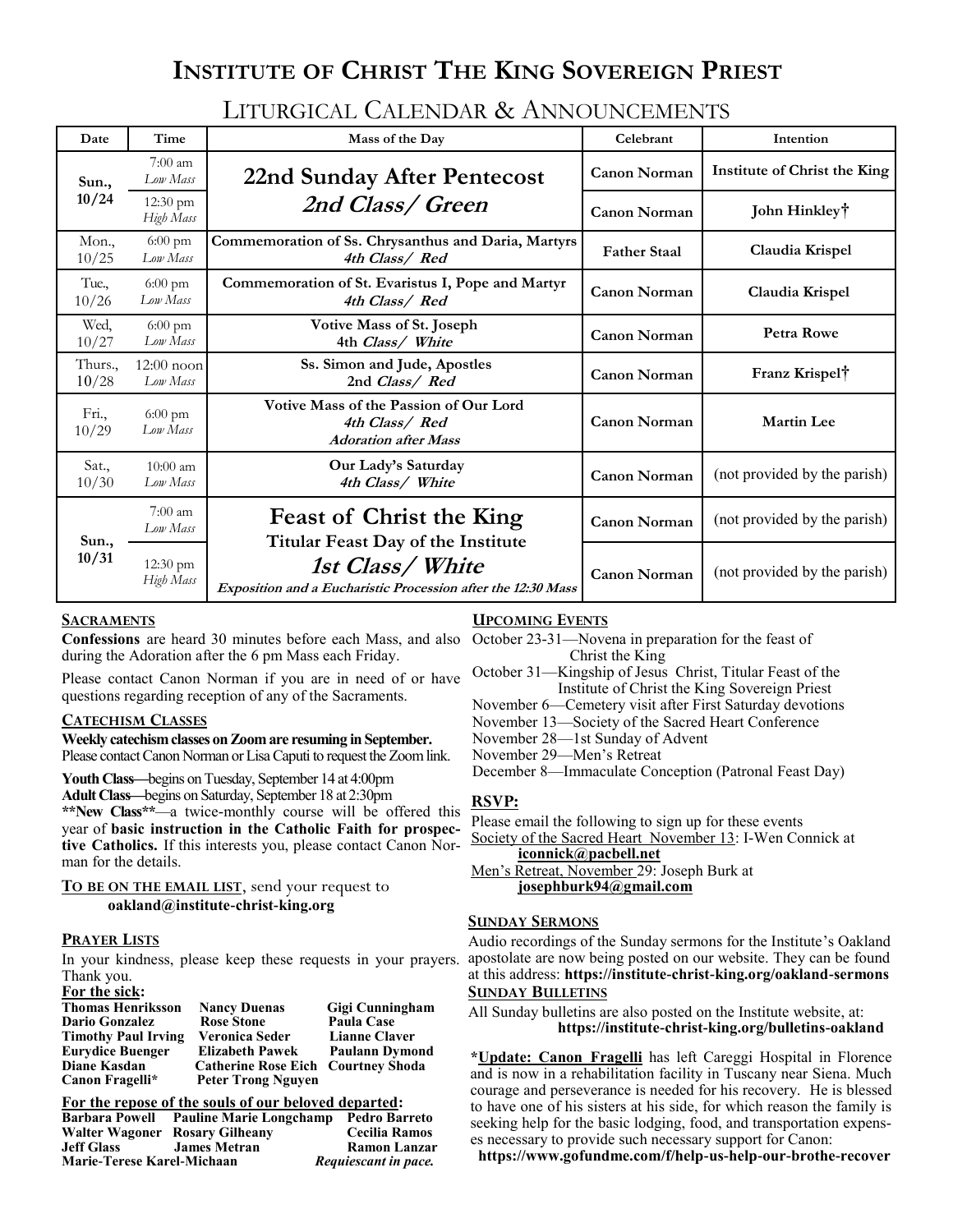# Institute of Christ The King Sovereign Priest

## Liturgical Calendar & Announcements

| Date | Time | Mass of the Day | Celebrant | Intention |
|---|---|---|---|---|
| **Sun., 10/24** | 7:00 am *Low Mass* | **22nd Sunday After Pentecost** ***2nd Class/ Green*** | **Canon Norman** | **Institute of Christ the King** |
| | 12:30 pm *High Mass* | | **Canon Norman** | **John Hinkley†** |
| Mon., 10/25 | 6:00 pm *Low Mass* | **Commemoration of Ss. Chrysanthus and Daria, Martyrs** ***4th Class/ Red*** | **Father Staal** | **Claudia Krispel** |
| Tue., 10/26 | 6:00 pm *Low Mass* | **Commemoration of St. Evaristus I, Pope and Martyr** ***4th Class/ Red*** | **Canon Norman** | **Claudia Krispel** |
| Wed, 10/27 | 6:00 pm *Low Mass* | **Votive Mass of St. Joseph** **4th *Class/ White*** | **Canon Norman** | **Petra Rowe** |
| Thurs., 10/28 | 12:00 noon *Low Mass* | **Ss. Simon and Jude, Apostles** **2nd *Class/ Red*** | **Canon Norman** | **Franz Krispel†** |
| Fri., 10/29 | 6:00 pm *Low Mass* | **Votive Mass of the Passion of Our Lord** ***4th Class/ Red*** ***Adoration after Mass*** | **Canon Norman** | **Martin Lee** |
| Sat., 10/30 | 10:00 am *Low Mass* | **Our Lady's Saturday** ***4th Class/ White*** | **Canon Norman** | (not provided by the parish) |
| **Sun., 10/31** | 7:00 am *Low Mass* | **Feast of Christ the King** **Titular Feast Day of the Institute** ***1st Class/ White*** ***Exposition and a Eucharistic Procession after the 12:30 Mass*** | **Canon Norman** | (not provided by the parish) |
| | 12:30 pm *High Mass* | | **Canon Norman** | (not provided by the parish) |

### Sacraments

**Confessions** are heard 30 minutes before each Mass, and also during the Adoration after the 6 pm Mass each Friday.

Please contact Canon Norman if you are in need of or have questions regarding reception of any of the Sacraments.

### Catechism Classes

**Weekly catechism classes on Zoom are resuming in September.**
Please contact Canon Norman or Lisa Caputi to request the Zoom link.

**Youth Class**—begins on Tuesday, September 14 at 4:00pm
**Adult Class**—begins on Saturday, September 18 at 2:30pm
**\*\*New Class\*\***—a twice-monthly course will be offered this year of **basic instruction in the Catholic Faith for prospective Catholics.** If this interests you, please contact Canon Norman for the details.

**To be on the email list**, send your request to
**oakland@institute-christ-king.org**

### Prayer Lists

In your kindness, please keep these requests in your prayers. Thank you.

**For the sick:**

| | | |
|---|---|---|
| **Thomas Henriksson** | **Nancy Duenas** | **Gigi Cunningham** |
| **Dario Gonzalez** | **Rose Stone** | **Paula Case** |
| **Timothy Paul Irving** | **Veronica Seder** | **Lianne Claver** |
| **Eurydice Buenger** | **Elizabeth Pawek** | **Paulann Dymond** |
| **Diane Kasdan** | **Catherine Rose Eich** | **Courtney Shoda** |
| **Canon Fragelli\*** | **Peter Trong Nguyen** | |

**For the repose of the souls of our beloved departed:**

| | | |
|---|---|---|
| **Barbara Powell** | **Pauline Marie Longchamp** | **Pedro Barreto** |
| **Walter Wagoner** | **Rosary Gilheany** | **Cecilia Ramos** |
| **Jeff Glass** | **James Metran** | **Ramon Lanzar** |
| **Marie-Terese Karel-Michaan** | | ***Requiescant in pace.*** |

### Upcoming Events

October 23-31—Novena in preparation for the feast of Christ the King
October 31—Kingship of Jesus Christ, Titular Feast of the Institute of Christ the King Sovereign Priest
November 6—Cemetery visit after First Saturday devotions
November 13—Society of the Sacred Heart Conference
November 28—1st Sunday of Advent
November 29—Men's Retreat
December 8—Immaculate Conception (Patronal Feast Day)

### RSVP:

Please email the following to sign up for these events
Society of the Sacred Heart November 13: I-Wen Connick at **iconnick@pacbell.net**
Men's Retreat, November 29: Joseph Burk at **josephburk94@gmail.com**

### Sunday Sermons

Audio recordings of the Sunday sermons for the Institute's Oakland apostolate are now being posted on our website. They can be found at this address: **https://institute-christ-king.org/oakland-sermons**

### Sunday Bulletins

All Sunday bulletins are also posted on the Institute website, at: **https://institute-christ-king.org/bulletins-oakland**

**\*Update: Canon Fragelli** has left Careggi Hospital in Florence and is now in a rehabilitation facility in Tuscany near Siena. Much courage and perseverance is needed for his recovery. He is blessed to have one of his sisters at his side, for which reason the family is seeking help for the basic lodging, food, and transportation expenses necessary to provide such necessary support for Canon:
**https://www.gofundme.com/f/help-us-help-our-brothe-recover**